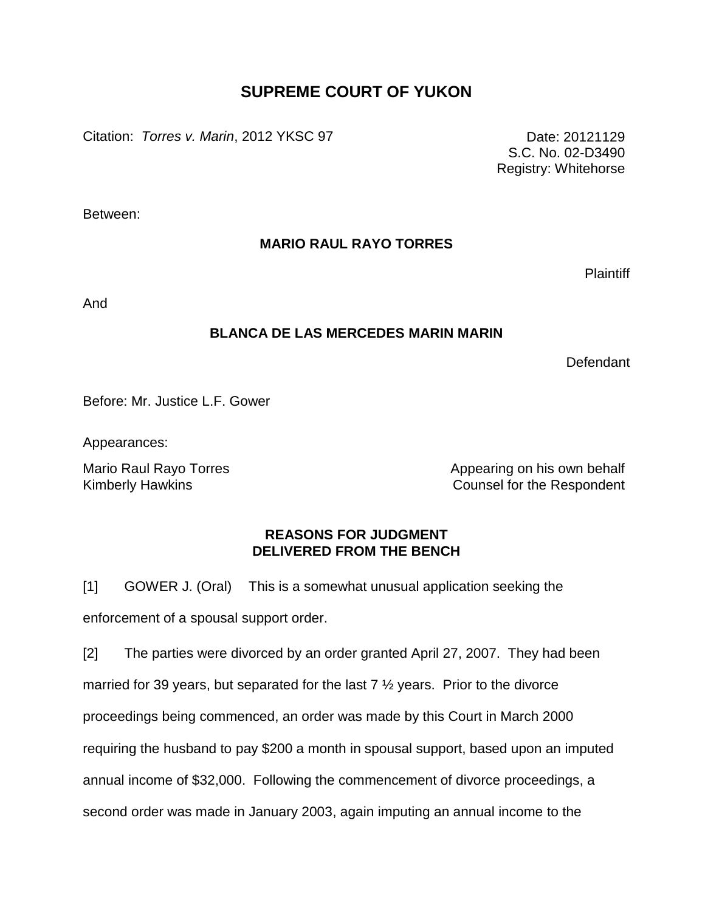# SUPREME COURT OF YUKON

Citation: *Torres v. Marin*, 2012 YKSC 97

Date: 20121129
S.C. No. 02-D3490
Registry: Whitehorse

Between:

**MARIO RAUL RAYO TORRES**

Plaintiff

And

**BLANCA DE LAS MERCEDES MARIN MARIN**

Defendant

Before: Mr. Justice L.F. Gower

Appearances:

Mario Raul Rayo Torres — Appearing on his own behalf
Kimberly Hawkins — Counsel for the Respondent

**REASONS FOR JUDGMENT**
**DELIVERED FROM THE BENCH**

[1] GOWER J. (Oral) This is a somewhat unusual application seeking the enforcement of a spousal support order.

[2] The parties were divorced by an order granted April 27, 2007. They had been married for 39 years, but separated for the last 7 ½ years. Prior to the divorce proceedings being commenced, an order was made by this Court in March 2000 requiring the husband to pay $200 a month in spousal support, based upon an imputed annual income of $32,000. Following the commencement of divorce proceedings, a second order was made in January 2003, again imputing an annual income to the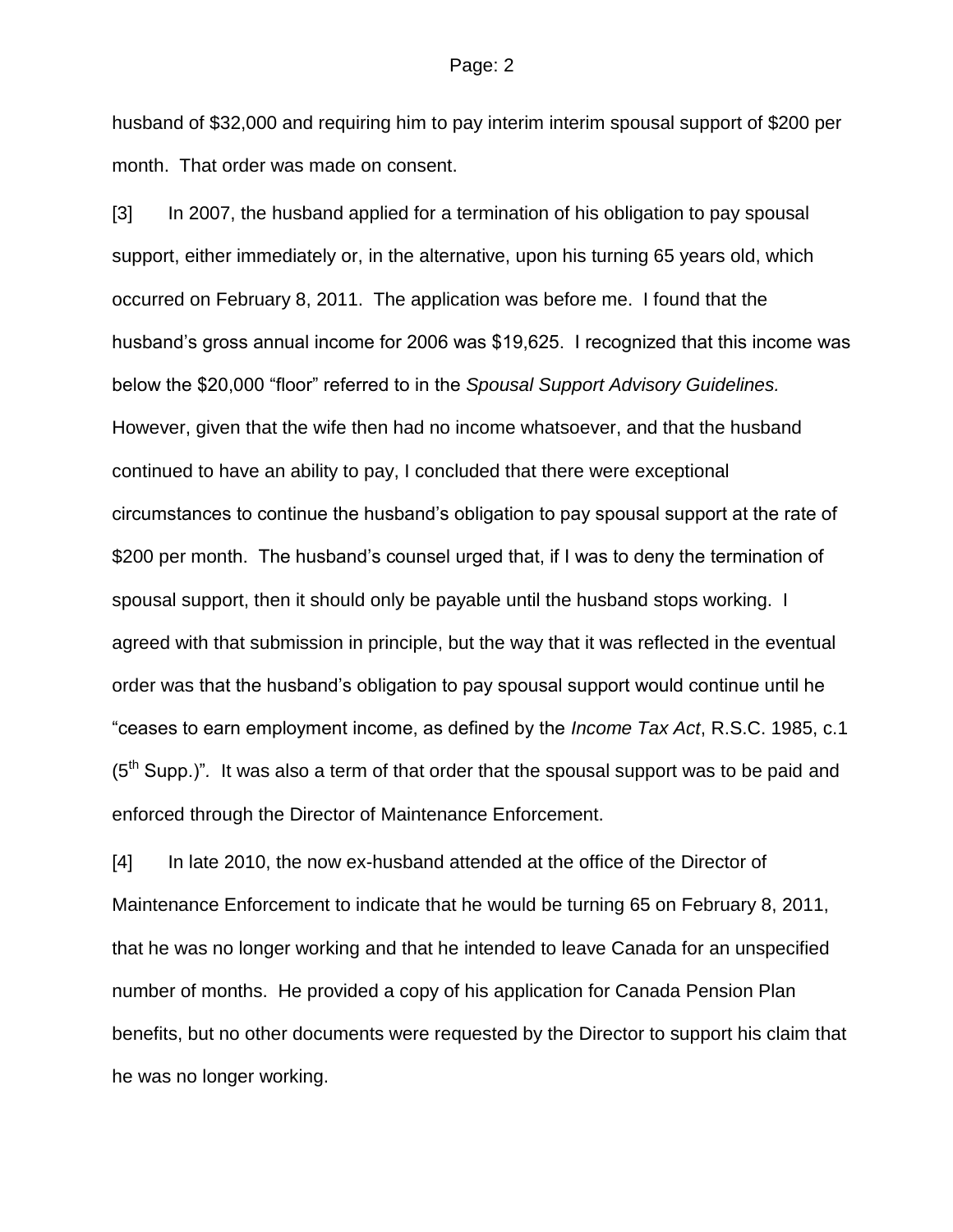husband of $32,000 and requiring him to pay interim interim spousal support of $200 per month. That order was made on consent.

[3] In 2007, the husband applied for a termination of his obligation to pay spousal support, either immediately or, in the alternative, upon his turning 65 years old, which occurred on February 8, 2011. The application was before me. I found that the husband's gross annual income for 2006 was $19,625. I recognized that this income was below the $20,000 "floor" referred to in the *Spousal Support Advisory Guidelines.* However, given that the wife then had no income whatsoever, and that the husband continued to have an ability to pay, I concluded that there were exceptional circumstances to continue the husband's obligation to pay spousal support at the rate of $200 per month. The husband's counsel urged that, if I was to deny the termination of spousal support, then it should only be payable until the husband stops working. I agreed with that submission in principle, but the way that it was reflected in the eventual order was that the husband's obligation to pay spousal support would continue until he "ceases to earn employment income, as defined by the *Income Tax Act*, R.S.C. 1985, c.1 (5th Supp.)". It was also a term of that order that the spousal support was to be paid and enforced through the Director of Maintenance Enforcement.

[4] In late 2010, the now ex-husband attended at the office of the Director of Maintenance Enforcement to indicate that he would be turning 65 on February 8, 2011, that he was no longer working and that he intended to leave Canada for an unspecified number of months. He provided a copy of his application for Canada Pension Plan benefits, but no other documents were requested by the Director to support his claim that he was no longer working.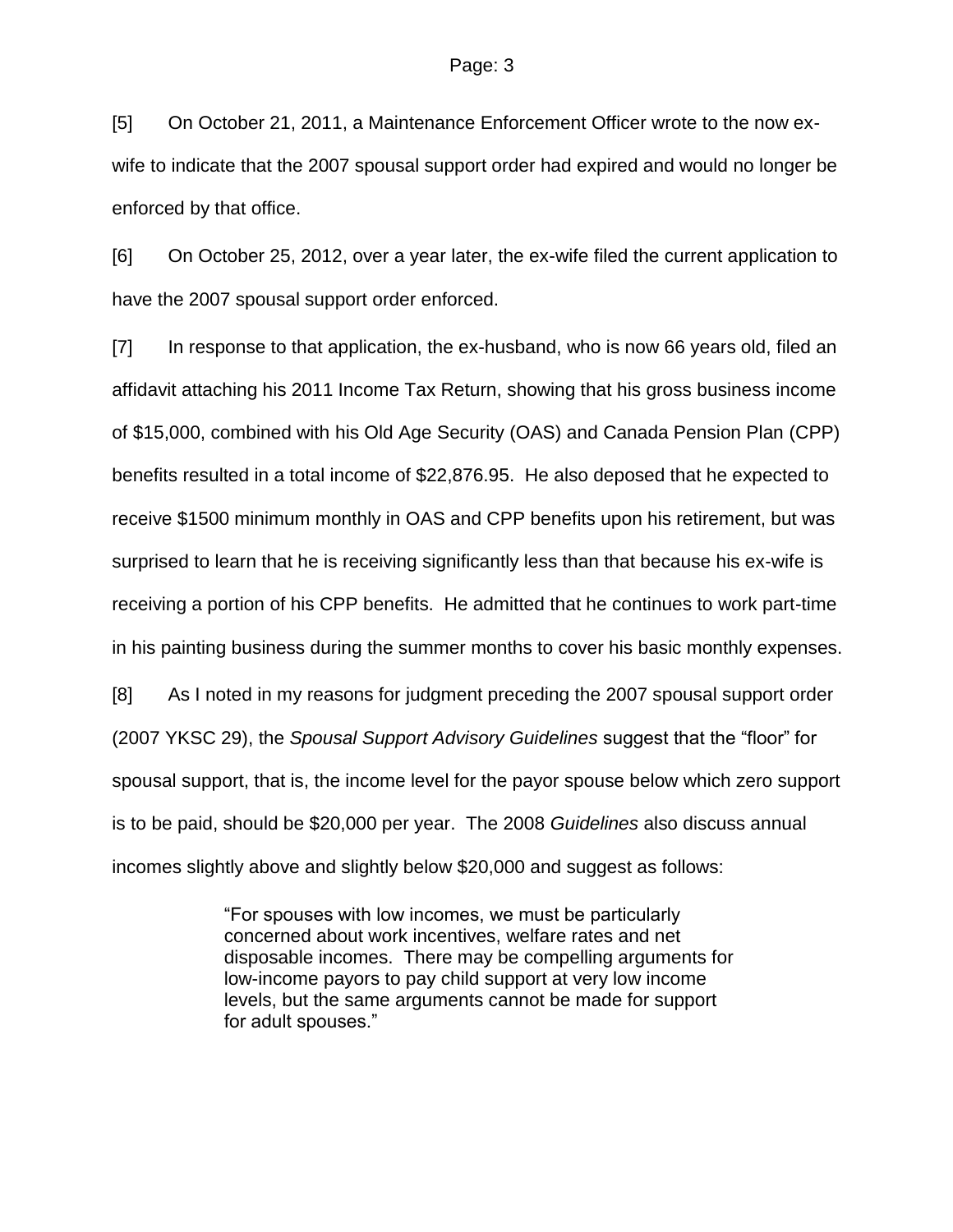[5] On October 21, 2011, a Maintenance Enforcement Officer wrote to the now ex-wife to indicate that the 2007 spousal support order had expired and would no longer be enforced by that office.

[6] On October 25, 2012, over a year later, the ex-wife filed the current application to have the 2007 spousal support order enforced.

[7] In response to that application, the ex-husband, who is now 66 years old, filed an affidavit attaching his 2011 Income Tax Return, showing that his gross business income of $15,000, combined with his Old Age Security (OAS) and Canada Pension Plan (CPP) benefits resulted in a total income of $22,876.95. He also deposed that he expected to receive $1500 minimum monthly in OAS and CPP benefits upon his retirement, but was surprised to learn that he is receiving significantly less than that because his ex-wife is receiving a portion of his CPP benefits. He admitted that he continues to work part-time in his painting business during the summer months to cover his basic monthly expenses.

[8] As I noted in my reasons for judgment preceding the 2007 spousal support order (2007 YKSC 29), the *Spousal Support Advisory Guidelines* suggest that the "floor" for spousal support, that is, the income level for the payor spouse below which zero support is to be paid, should be $20,000 per year. The 2008 *Guidelines* also discuss annual incomes slightly above and slightly below $20,000 and suggest as follows:

> "For spouses with low incomes, we must be particularly concerned about work incentives, welfare rates and net disposable incomes. There may be compelling arguments for low-income payors to pay child support at very low income levels, but the same arguments cannot be made for support for adult spouses."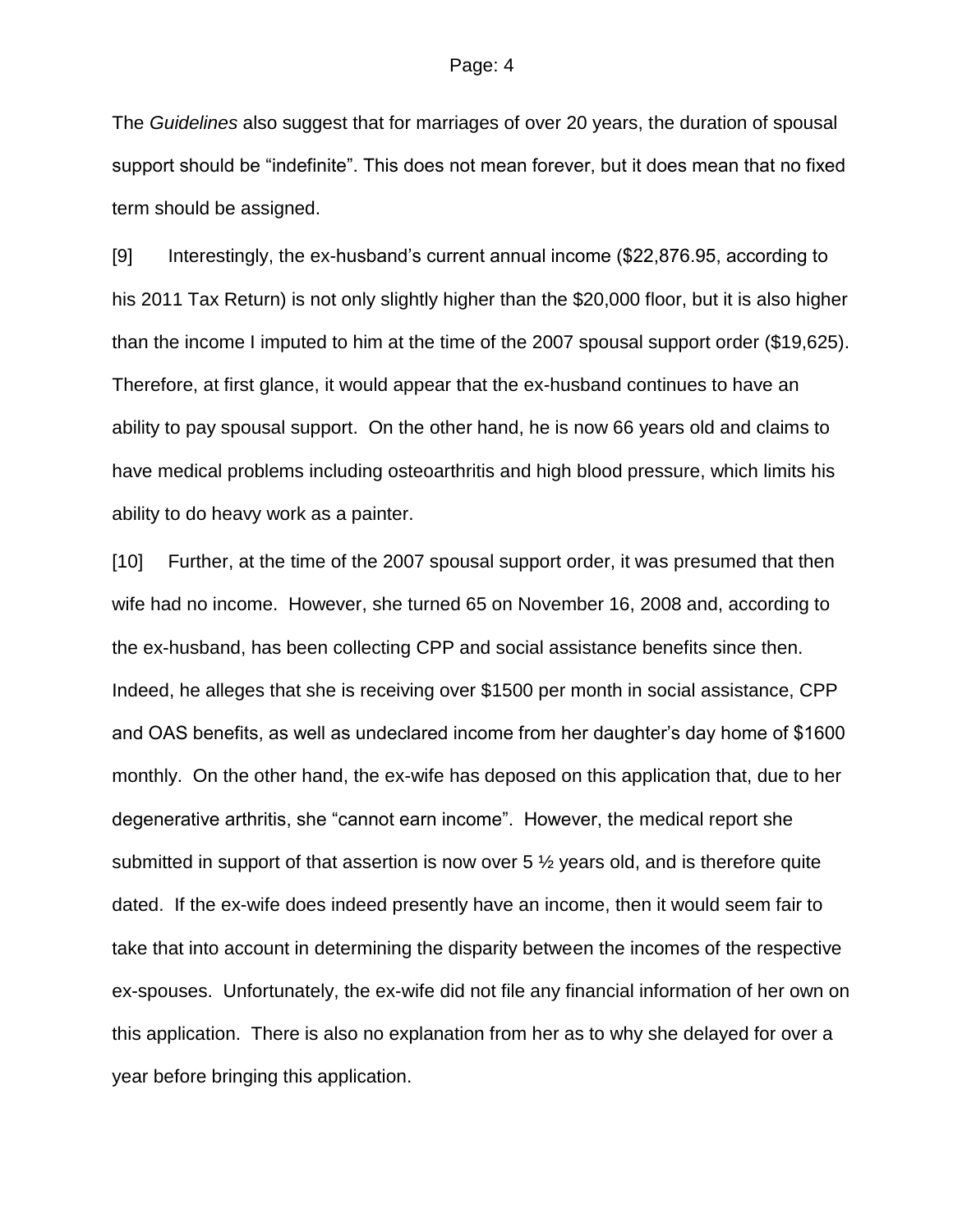The *Guidelines* also suggest that for marriages of over 20 years, the duration of spousal support should be "indefinite". This does not mean forever, but it does mean that no fixed term should be assigned.

[9] Interestingly, the ex-husband's current annual income ($22,876.95, according to his 2011 Tax Return) is not only slightly higher than the $20,000 floor, but it is also higher than the income I imputed to him at the time of the 2007 spousal support order ($19,625). Therefore, at first glance, it would appear that the ex-husband continues to have an ability to pay spousal support. On the other hand, he is now 66 years old and claims to have medical problems including osteoarthritis and high blood pressure, which limits his ability to do heavy work as a painter.

[10] Further, at the time of the 2007 spousal support order, it was presumed that then wife had no income. However, she turned 65 on November 16, 2008 and, according to the ex-husband, has been collecting CPP and social assistance benefits since then. Indeed, he alleges that she is receiving over $1500 per month in social assistance, CPP and OAS benefits, as well as undeclared income from her daughter's day home of $1600 monthly. On the other hand, the ex-wife has deposed on this application that, due to her degenerative arthritis, she "cannot earn income". However, the medical report she submitted in support of that assertion is now over 5 ½ years old, and is therefore quite dated. If the ex-wife does indeed presently have an income, then it would seem fair to take that into account in determining the disparity between the incomes of the respective ex-spouses. Unfortunately, the ex-wife did not file any financial information of her own on this application. There is also no explanation from her as to why she delayed for over a year before bringing this application.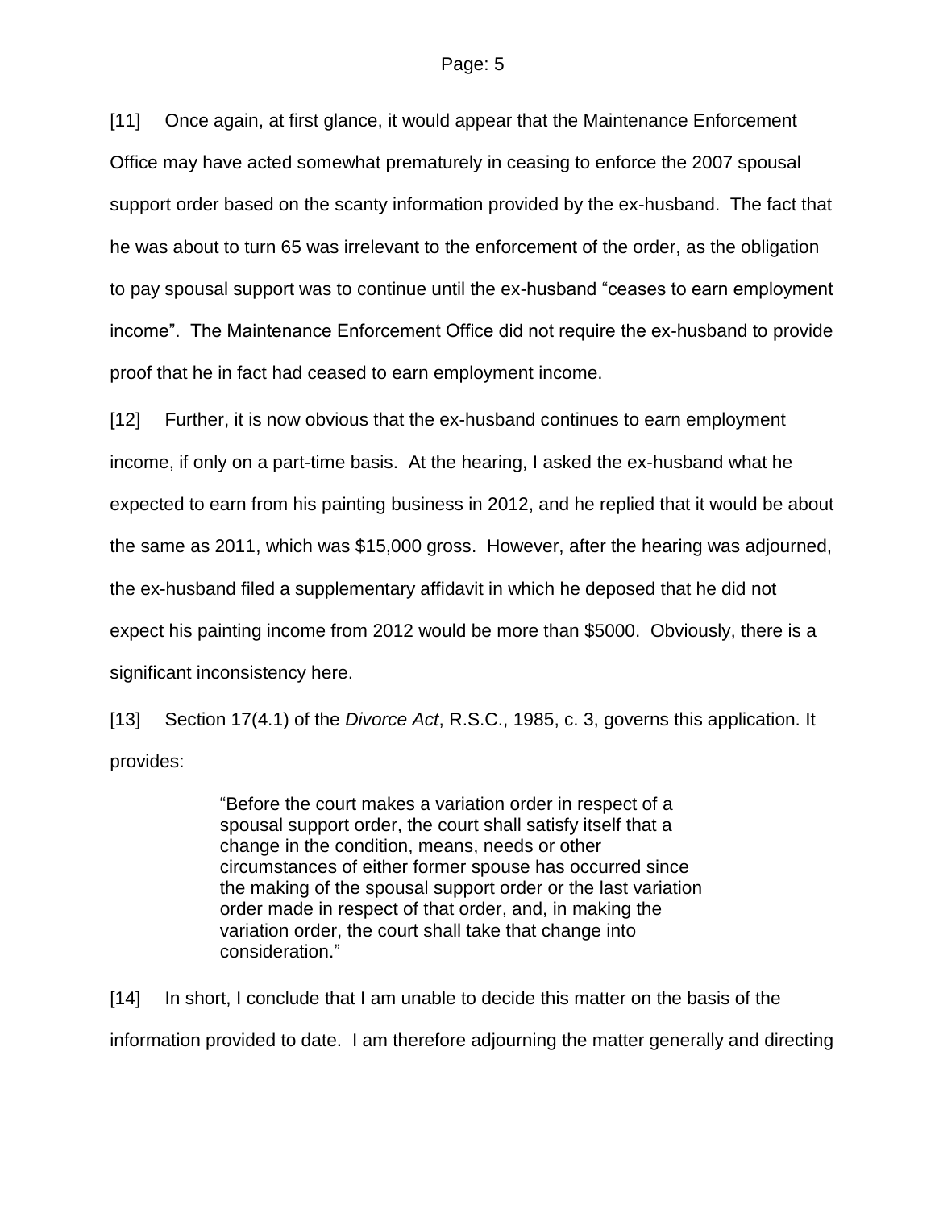[11] Once again, at first glance, it would appear that the Maintenance Enforcement Office may have acted somewhat prematurely in ceasing to enforce the 2007 spousal support order based on the scanty information provided by the ex-husband. The fact that he was about to turn 65 was irrelevant to the enforcement of the order, as the obligation to pay spousal support was to continue until the ex-husband "ceases to earn employment income". The Maintenance Enforcement Office did not require the ex-husband to provide proof that he in fact had ceased to earn employment income.

[12] Further, it is now obvious that the ex-husband continues to earn employment income, if only on a part-time basis. At the hearing, I asked the ex-husband what he expected to earn from his painting business in 2012, and he replied that it would be about the same as 2011, which was $15,000 gross. However, after the hearing was adjourned, the ex-husband filed a supplementary affidavit in which he deposed that he did not expect his painting income from 2012 would be more than $5000. Obviously, there is a significant inconsistency here.

[13] Section 17(4.1) of the *Divorce Act*, R.S.C., 1985, c. 3, governs this application. It provides:

> "Before the court makes a variation order in respect of a spousal support order, the court shall satisfy itself that a change in the condition, means, needs or other circumstances of either former spouse has occurred since the making of the spousal support order or the last variation order made in respect of that order, and, in making the variation order, the court shall take that change into consideration."

[14] In short, I conclude that I am unable to decide this matter on the basis of the information provided to date. I am therefore adjourning the matter generally and directing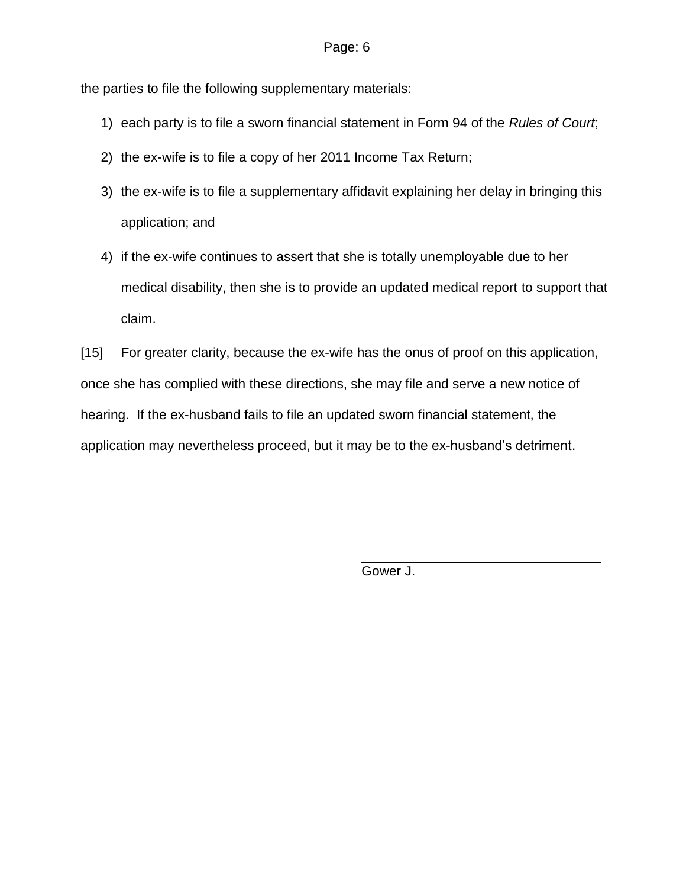the parties to file the following supplementary materials:

1) each party is to file a sworn financial statement in Form 94 of the *Rules of Court*;
2) the ex-wife is to file a copy of her 2011 Income Tax Return;
3) the ex-wife is to file a supplementary affidavit explaining her delay in bringing this application; and
4) if the ex-wife continues to assert that she is totally unemployable due to her medical disability, then she is to provide an updated medical report to support that claim.

[15] For greater clarity, because the ex-wife has the onus of proof on this application, once she has complied with these directions, she may file and serve a new notice of hearing. If the ex-husband fails to file an updated sworn financial statement, the application may nevertheless proceed, but it may be to the ex-husband's detriment.

Gower J.